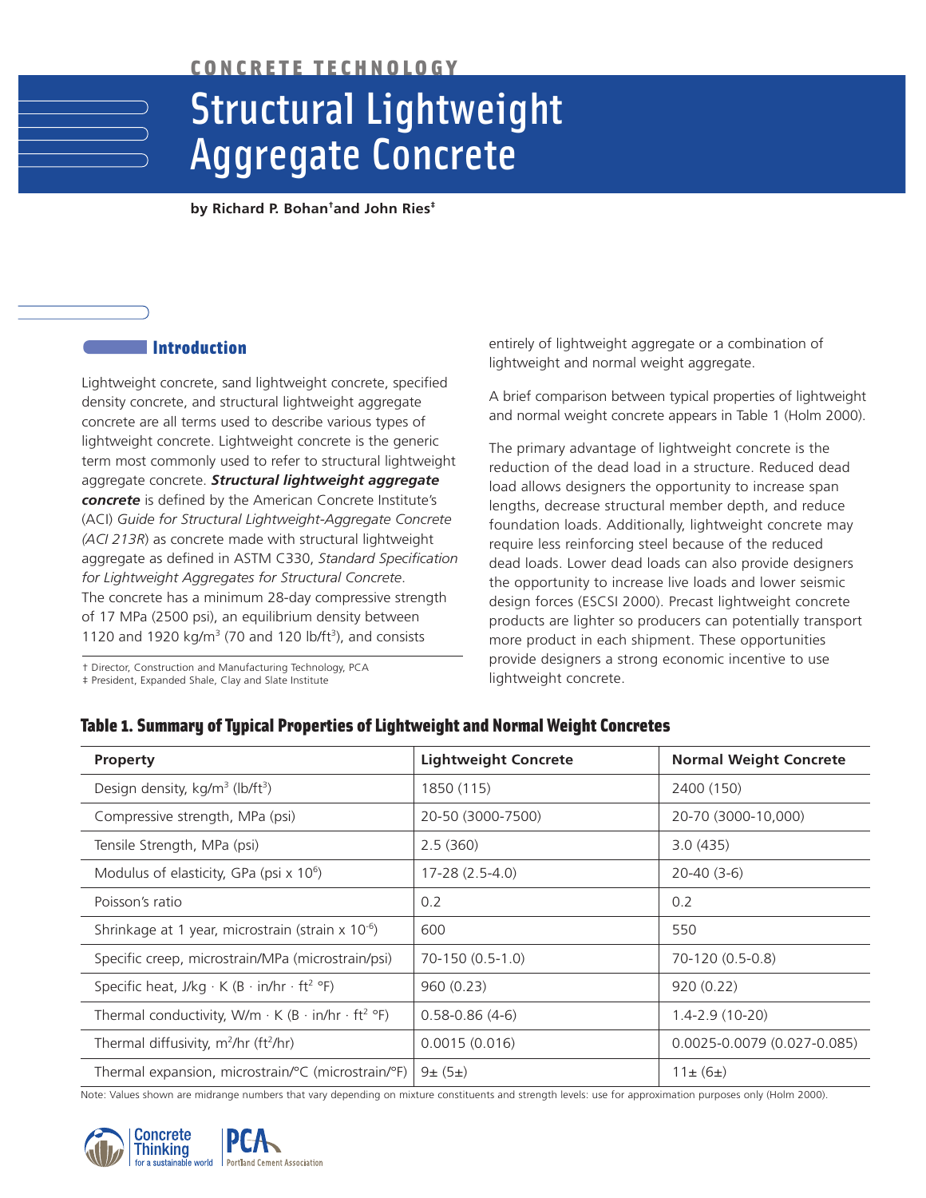CONCRETE TECHNOLOGY

# Structural Lightweight Aggregate Concrete

**by Richard P. Bohan† and John Ries‡**

## Introduction

Lightweight concrete, sand lightweight concrete, specified density concrete, and structural lightweight aggregate concrete are all terms used to describe various types of lightweight concrete. Lightweight concrete is the generic term most commonly used to refer to structural lightweight aggregate concrete. ***Structural lightweight aggregate concrete*** is defined by the American Concrete Institute's (ACI) *Guide for Structural Lightweight-Aggregate Concrete (ACI 213R)* as concrete made with structural lightweight aggregate as defined in ASTM C330, *Standard Specification for Lightweight Aggregates for Structural Concrete*. The concrete has a minimum 28-day compressive strength of 17 MPa (2500 psi), an equilibrium density between 1120 and 1920 kg/m$^3$ (70 and 120 lb/ft$^3$), and consists entirely of lightweight aggregate or a combination of lightweight and normal weight aggregate.

† Director, Construction and Manufacturing Technology, PCA
‡ President, Expanded Shale, Clay and Slate Institute

A brief comparison between typical properties of lightweight and normal weight concrete appears in Table 1 (Holm 2000).

The primary advantage of lightweight concrete is the reduction of the dead load in a structure. Reduced dead load allows designers the opportunity to increase span lengths, decrease structural member depth, and reduce foundation loads. Additionally, lightweight concrete may require less reinforcing steel because of the reduced dead loads. Lower dead loads can also provide designers the opportunity to increase live loads and lower seismic design forces (ESCSI 2000). Precast lightweight concrete products are lighter so producers can potentially transport more product in each shipment. These opportunities provide designers a strong economic incentive to use lightweight concrete.

**Table 1. Summary of Typical Properties of Lightweight and Normal Weight Concretes**

| Property | Lightweight Concrete | Normal Weight Concrete |
|---|---|---|
| Design density, kg/m$^3$ (lb/ft$^3$) | 1850 (115) | 2400 (150) |
| Compressive strength, MPa (psi) | 20-50 (3000-7500) | 20-70 (3000-10,000) |
| Tensile Strength, MPa (psi) | 2.5 (360) | 3.0 (435) |
| Modulus of elasticity, GPa (psi x 10$^6$) | 17-28 (2.5-4.0) | 20-40 (3-6) |
| Poisson's ratio | 0.2 | 0.2 |
| Shrinkage at 1 year, microstrain (strain x 10$^{-6}$) | 600 | 550 |
| Specific creep, microstrain/MPa (microstrain/psi) | 70-150 (0.5-1.0) | 70-120 (0.5-0.8) |
| Specific heat, J/kg · K (B · in/hr · ft$^2$ °F) | 960 (0.23) | 920 (0.22) |
| Thermal conductivity, W/m · K (B · in/hr · ft$^2$ °F) | 0.58-0.86 (4-6) | 1.4-2.9 (10-20) |
| Thermal diffusivity, m$^2$/hr (ft$^2$/hr) | 0.0015 (0.016) | 0.0025-0.0079 (0.027-0.085) |
| Thermal expansion, microstrain/°C (microstrain/°F) | 9± (5±) | 11± (6±) |

Note: Values shown are midrange numbers that vary depending on mixture constituents and strength levels: use for approximation purposes only (Holm 2000).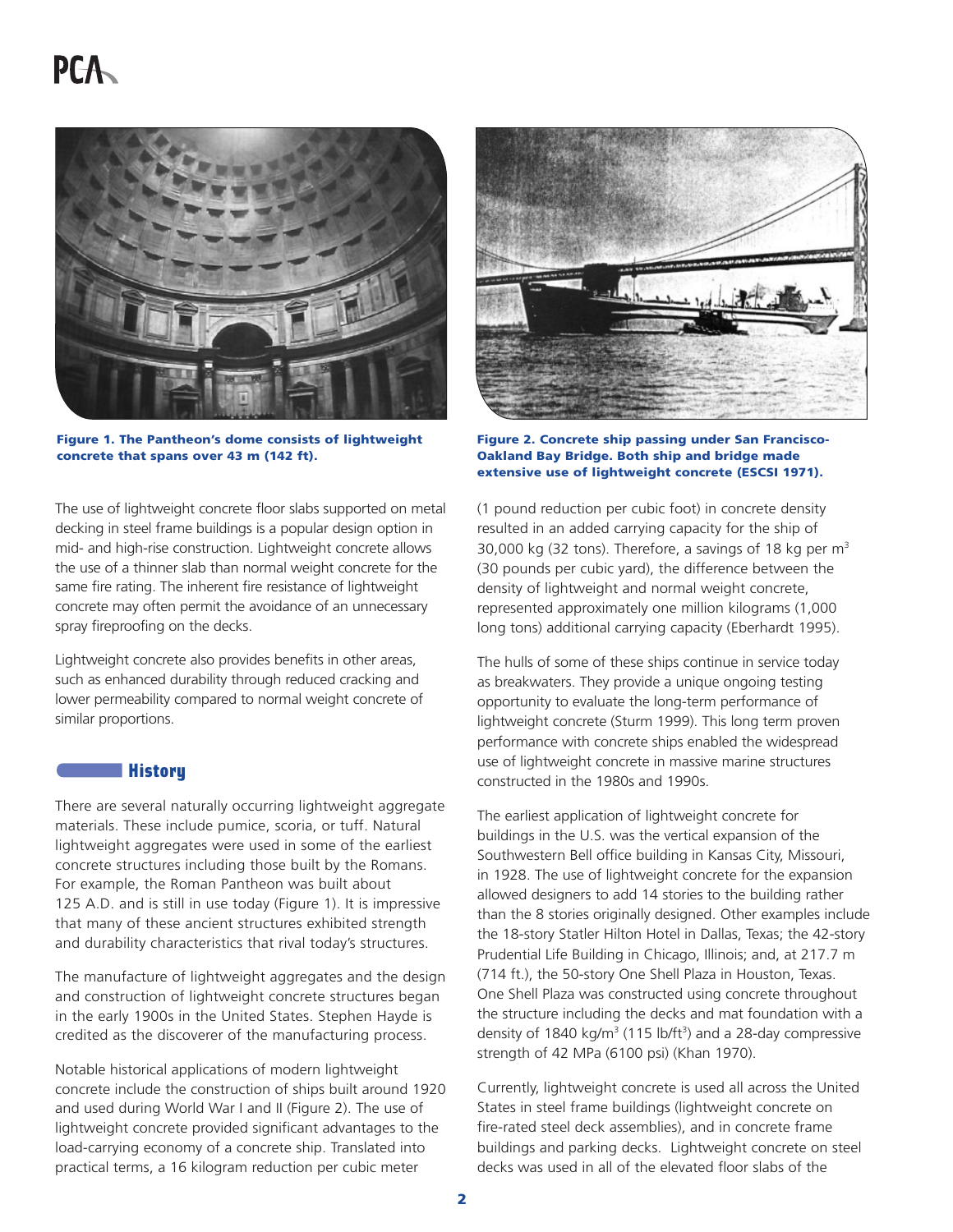Figure 1. The Pantheon's dome consists of lightweight concrete that spans over 43 m (142 ft).

Figure 2. Concrete ship passing under San Francisco-Oakland Bay Bridge. Both ship and bridge made extensive use of lightweight concrete (ESCSI 1971).

The use of lightweight concrete floor slabs supported on metal decking in steel frame buildings is a popular design option in mid- and high-rise construction. Lightweight concrete allows the use of a thinner slab than normal weight concrete for the same fire rating. The inherent fire resistance of lightweight concrete may often permit the avoidance of an unnecessary spray fireproofing on the decks.

Lightweight concrete also provides benefits in other areas, such as enhanced durability through reduced cracking and lower permeability compared to normal weight concrete of similar proportions.

## History

There are several naturally occurring lightweight aggregate materials. These include pumice, scoria, or tuff. Natural lightweight aggregates were used in some of the earliest concrete structures including those built by the Romans. For example, the Roman Pantheon was built about 125 A.D. and is still in use today (Figure 1). It is impressive that many of these ancient structures exhibited strength and durability characteristics that rival today's structures.

The manufacture of lightweight aggregates and the design and construction of lightweight concrete structures began in the early 1900s in the United States. Stephen Hayde is credited as the discoverer of the manufacturing process.

Notable historical applications of modern lightweight concrete include the construction of ships built around 1920 and used during World War I and II (Figure 2). The use of lightweight concrete provided significant advantages to the load-carrying economy of a concrete ship. Translated into practical terms, a 16 kilogram reduction per cubic meter (1 pound reduction per cubic foot) in concrete density resulted in an added carrying capacity for the ship of 30,000 kg (32 tons). Therefore, a savings of 18 kg per m$^3$ (30 pounds per cubic yard), the difference between the density of lightweight and normal weight concrete, represented approximately one million kilograms (1,000 long tons) additional carrying capacity (Eberhardt 1995).

The hulls of some of these ships continue in service today as breakwaters. They provide a unique ongoing testing opportunity to evaluate the long-term performance of lightweight concrete (Sturm 1999). This long term proven performance with concrete ships enabled the widespread use of lightweight concrete in massive marine structures constructed in the 1980s and 1990s.

The earliest application of lightweight concrete for buildings in the U.S. was the vertical expansion of the Southwestern Bell office building in Kansas City, Missouri, in 1928. The use of lightweight concrete for the expansion allowed designers to add 14 stories to the building rather than the 8 stories originally designed. Other examples include the 18-story Statler Hilton Hotel in Dallas, Texas; the 42-story Prudential Life Building in Chicago, Illinois; and, at 217.7 m (714 ft.), the 50-story One Shell Plaza in Houston, Texas. One Shell Plaza was constructed using concrete throughout the structure including the decks and mat foundation with a density of 1840 kg/m$^3$ (115 lb/ft$^3$) and a 28-day compressive strength of 42 MPa (6100 psi) (Khan 1970).

Currently, lightweight concrete is used all across the United States in steel frame buildings (lightweight concrete on fire-rated steel deck assemblies), and in concrete frame buildings and parking decks. Lightweight concrete on steel decks was used in all of the elevated floor slabs of the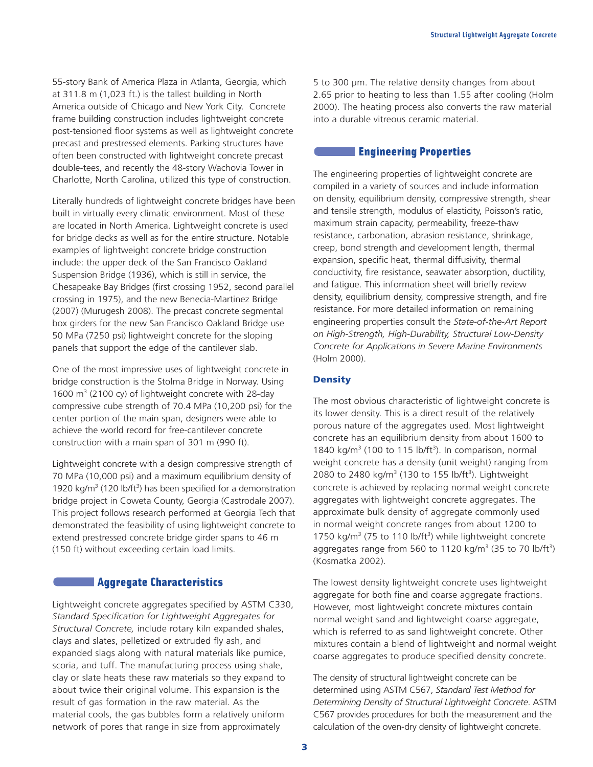55-story Bank of America Plaza in Atlanta, Georgia, which at 311.8 m (1,023 ft.) is the tallest building in North America outside of Chicago and New York City. Concrete frame building construction includes lightweight concrete post-tensioned floor systems as well as lightweight concrete precast and prestressed elements. Parking structures have often been constructed with lightweight concrete precast double-tees, and recently the 48-story Wachovia Tower in Charlotte, North Carolina, utilized this type of construction.

Literally hundreds of lightweight concrete bridges have been built in virtually every climatic environment. Most of these are located in North America. Lightweight concrete is used for bridge decks as well as for the entire structure. Notable examples of lightweight concrete bridge construction include: the upper deck of the San Francisco Oakland Suspension Bridge (1936), which is still in service, the Chesapeake Bay Bridges (first crossing 1952, second parallel crossing in 1975), and the new Benecia-Martinez Bridge (2007) (Murugesh 2008). The precast concrete segmental box girders for the new San Francisco Oakland Bridge use 50 MPa (7250 psi) lightweight concrete for the sloping panels that support the edge of the cantilever slab.

One of the most impressive uses of lightweight concrete in bridge construction is the Stolma Bridge in Norway. Using 1600 m$^3$ (2100 cy) of lightweight concrete with 28-day compressive cube strength of 70.4 MPa (10,200 psi) for the center portion of the main span, designers were able to achieve the world record for free-cantilever concrete construction with a main span of 301 m (990 ft).

Lightweight concrete with a design compressive strength of 70 MPa (10,000 psi) and a maximum equilibrium density of 1920 kg/m$^3$ (120 lb/ft$^3$) has been specified for a demonstration bridge project in Coweta County, Georgia (Castrodale 2007). This project follows research performed at Georgia Tech that demonstrated the feasibility of using lightweight concrete to extend prestressed concrete bridge girder spans to 46 m (150 ft) without exceeding certain load limits.

## Aggregate Characteristics

Lightweight concrete aggregates specified by ASTM C330, *Standard Specification for Lightweight Aggregates for Structural Concrete,* include rotary kiln expanded shales, clays and slates, pelletized or extruded fly ash, and expanded slags along with natural materials like pumice, scoria, and tuff. The manufacturing process using shale, clay or slate heats these raw materials so they expand to about twice their original volume. This expansion is the result of gas formation in the raw material. As the material cools, the gas bubbles form a relatively uniform network of pores that range in size from approximately 5 to 300 μm. The relative density changes from about 2.65 prior to heating to less than 1.55 after cooling (Holm 2000). The heating process also converts the raw material into a durable vitreous ceramic material.

## Engineering Properties

The engineering properties of lightweight concrete are compiled in a variety of sources and include information on density, equilibrium density, compressive strength, shear and tensile strength, modulus of elasticity, Poisson's ratio, maximum strain capacity, permeability, freeze-thaw resistance, carbonation, abrasion resistance, shrinkage, creep, bond strength and development length, thermal expansion, specific heat, thermal diffusivity, thermal conductivity, fire resistance, seawater absorption, ductility, and fatigue. This information sheet will briefly review density, equilibrium density, compressive strength, and fire resistance. For more detailed information on remaining engineering properties consult the *State-of-the-Art Report on High-Strength, High-Durability, Structural Low-Density Concrete for Applications in Severe Marine Environments* (Holm 2000).

### Density

The most obvious characteristic of lightweight concrete is its lower density. This is a direct result of the relatively porous nature of the aggregates used. Most lightweight concrete has an equilibrium density from about 1600 to 1840 kg/m$^3$ (100 to 115 lb/ft$^3$). In comparison, normal weight concrete has a density (unit weight) ranging from 2080 to 2480 kg/m$^3$ (130 to 155 lb/ft$^3$). Lightweight concrete is achieved by replacing normal weight concrete aggregates with lightweight concrete aggregates. The approximate bulk density of aggregate commonly used in normal weight concrete ranges from about 1200 to 1750 kg/m$^3$ (75 to 110 lb/ft$^3$) while lightweight concrete aggregates range from 560 to 1120 kg/m$^3$ (35 to 70 lb/ft$^3$) (Kosmatka 2002).

The lowest density lightweight concrete uses lightweight aggregate for both fine and coarse aggregate fractions. However, most lightweight concrete mixtures contain normal weight sand and lightweight coarse aggregate, which is referred to as sand lightweight concrete. Other mixtures contain a blend of lightweight and normal weight coarse aggregates to produce specified density concrete.

The density of structural lightweight concrete can be determined using ASTM C567, *Standard Test Method for Determining Density of Structural Lightweight Concrete.* ASTM C567 provides procedures for both the measurement and the calculation of the oven-dry density of lightweight concrete.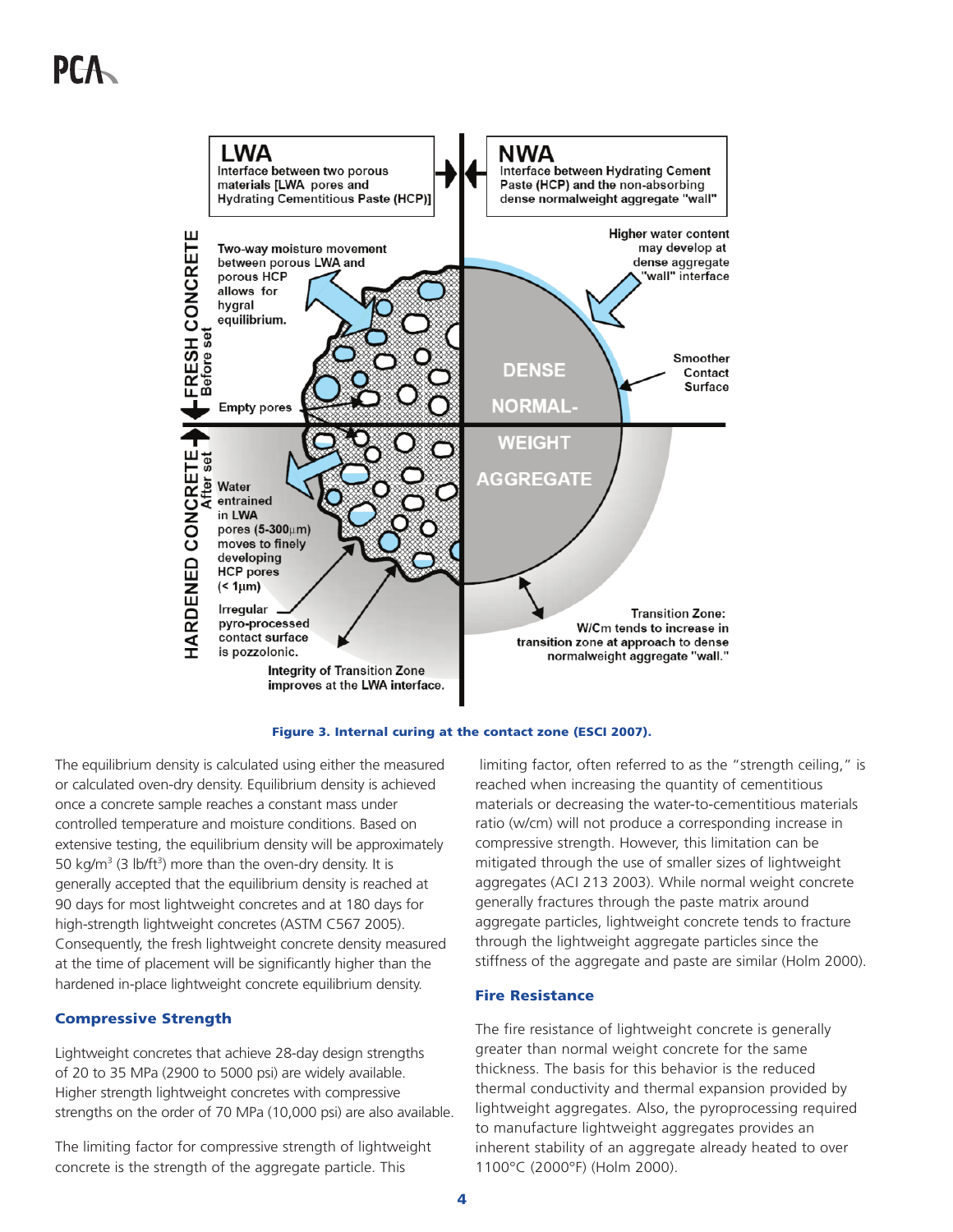Figure 3. Internal curing at the contact zone (ESCI 2007).

The equilibrium density is calculated using either the measured or calculated oven-dry density. Equilibrium density is achieved once a concrete sample reaches a constant mass under controlled temperature and moisture conditions. Based on extensive testing, the equilibrium density will be approximately 50 kg/m$^3$ (3 lb/ft$^3$) more than the oven-dry density. It is generally accepted that the equilibrium density is reached at 90 days for most lightweight concretes and at 180 days for high-strength lightweight concretes (ASTM C567 2005). Consequently, the fresh lightweight concrete density measured at the time of placement will be significantly higher than the hardened in-place lightweight concrete equilibrium density.

## Compressive Strength

Lightweight concretes that achieve 28-day design strengths of 20 to 35 MPa (2900 to 5000 psi) are widely available. Higher strength lightweight concretes with compressive strengths on the order of 70 MPa (10,000 psi) are also available.

The limiting factor for compressive strength of lightweight concrete is the strength of the aggregate particle. This limiting factor, often referred to as the "strength ceiling," is reached when increasing the quantity of cementitious materials or decreasing the water-to-cementitious materials ratio (w/cm) will not produce a corresponding increase in compressive strength. However, this limitation can be mitigated through the use of smaller sizes of lightweight aggregates (ACI 213 2003). While normal weight concrete generally fractures through the paste matrix around aggregate particles, lightweight concrete tends to fracture through the lightweight aggregate particles since the stiffness of the aggregate and paste are similar (Holm 2000).

## Fire Resistance

The fire resistance of lightweight concrete is generally greater than normal weight concrete for the same thickness. The basis for this behavior is the reduced thermal conductivity and thermal expansion provided by lightweight aggregates. Also, the pyroprocessing required to manufacture lightweight aggregates provides an inherent stability of an aggregate already heated to over 1100°C (2000°F) (Holm 2000).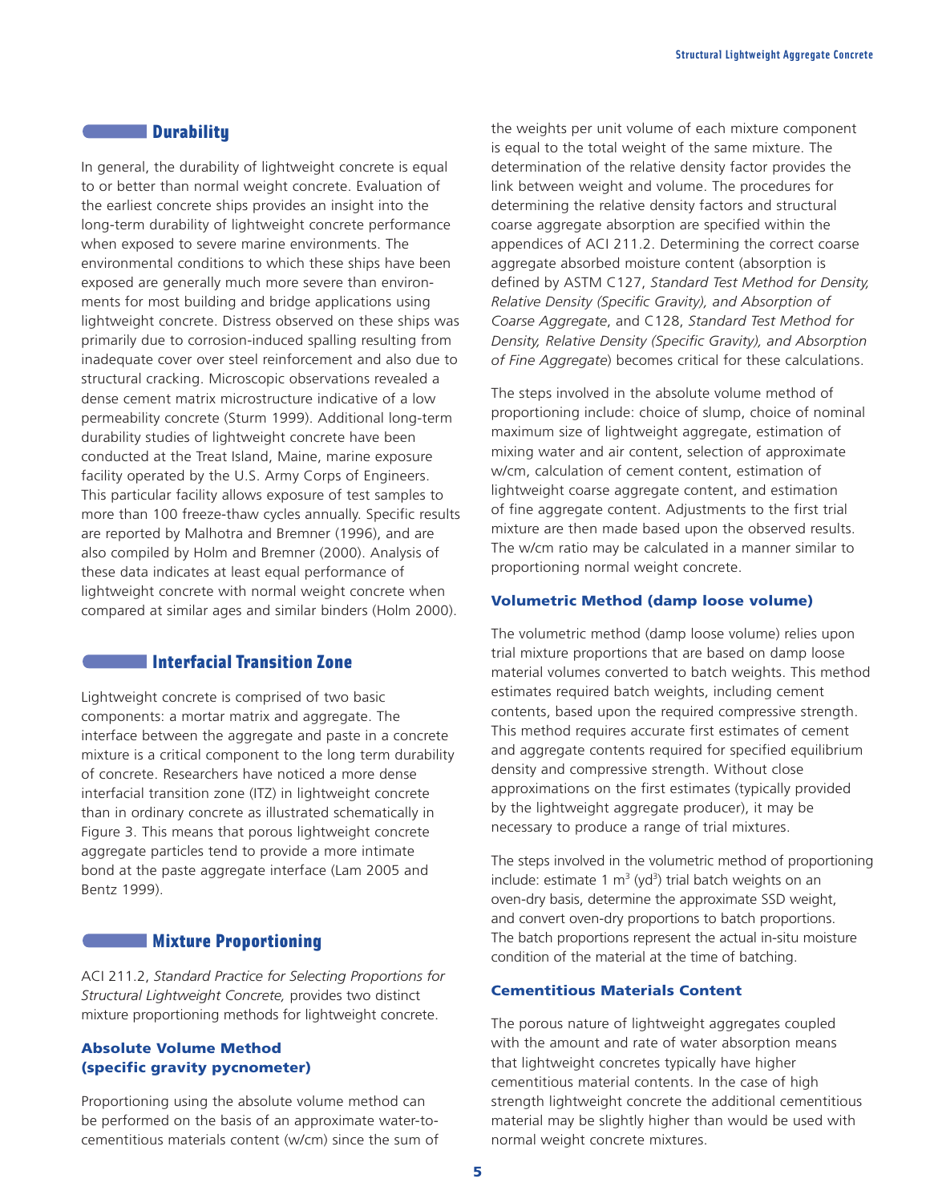## Durability

In general, the durability of lightweight concrete is equal to or better than normal weight concrete. Evaluation of the earliest concrete ships provides an insight into the long-term durability of lightweight concrete performance when exposed to severe marine environments. The environmental conditions to which these ships have been exposed are generally much more severe than environments for most building and bridge applications using lightweight concrete. Distress observed on these ships was primarily due to corrosion-induced spalling resulting from inadequate cover over steel reinforcement and also due to structural cracking. Microscopic observations revealed a dense cement matrix microstructure indicative of a low permeability concrete (Sturm 1999). Additional long-term durability studies of lightweight concrete have been conducted at the Treat Island, Maine, marine exposure facility operated by the U.S. Army Corps of Engineers. This particular facility allows exposure of test samples to more than 100 freeze-thaw cycles annually. Specific results are reported by Malhotra and Bremner (1996), and are also compiled by Holm and Bremner (2000). Analysis of these data indicates at least equal performance of lightweight concrete with normal weight concrete when compared at similar ages and similar binders (Holm 2000).

## Interfacial Transition Zone

Lightweight concrete is comprised of two basic components: a mortar matrix and aggregate. The interface between the aggregate and paste in a concrete mixture is a critical component to the long term durability of concrete. Researchers have noticed a more dense interfacial transition zone (ITZ) in lightweight concrete than in ordinary concrete as illustrated schematically in Figure 3. This means that porous lightweight concrete aggregate particles tend to provide a more intimate bond at the paste aggregate interface (Lam 2005 and Bentz 1999).

## Mixture Proportioning

ACI 211.2, *Standard Practice for Selecting Proportions for Structural Lightweight Concrete,* provides two distinct mixture proportioning methods for lightweight concrete.

### Absolute Volume Method (specific gravity pycnometer)

Proportioning using the absolute volume method can be performed on the basis of an approximate water-to-cementitious materials content (w/cm) since the sum of the weights per unit volume of each mixture component is equal to the total weight of the same mixture. The determination of the relative density factor provides the link between weight and volume. The procedures for determining the relative density factors and structural coarse aggregate absorption are specified within the appendices of ACI 211.2. Determining the correct coarse aggregate absorbed moisture content (absorption is defined by ASTM C127, *Standard Test Method for Density, Relative Density (Specific Gravity), and Absorption of Coarse Aggregate*, and C128, *Standard Test Method for Density, Relative Density (Specific Gravity), and Absorption of Fine Aggregate*) becomes critical for these calculations.

The steps involved in the absolute volume method of proportioning include: choice of slump, choice of nominal maximum size of lightweight aggregate, estimation of mixing water and air content, selection of approximate w/cm, calculation of cement content, estimation of lightweight coarse aggregate content, and estimation of fine aggregate content. Adjustments to the first trial mixture are then made based upon the observed results. The w/cm ratio may be calculated in a manner similar to proportioning normal weight concrete.

### Volumetric Method (damp loose volume)

The volumetric method (damp loose volume) relies upon trial mixture proportions that are based on damp loose material volumes converted to batch weights. This method estimates required batch weights, including cement contents, based upon the required compressive strength. This method requires accurate first estimates of cement and aggregate contents required for specified equilibrium density and compressive strength. Without close approximations on the first estimates (typically provided by the lightweight aggregate producer), it may be necessary to produce a range of trial mixtures.

The steps involved in the volumetric method of proportioning include: estimate 1 $m^3$ ($yd^3$) trial batch weights on an oven-dry basis, determine the approximate SSD weight, and convert oven-dry proportions to batch proportions. The batch proportions represent the actual in-situ moisture condition of the material at the time of batching.

### Cementitious Materials Content

The porous nature of lightweight aggregates coupled with the amount and rate of water absorption means that lightweight concretes typically have higher cementitious material contents. In the case of high strength lightweight concrete the additional cementitious material may be slightly higher than would be used with normal weight concrete mixtures.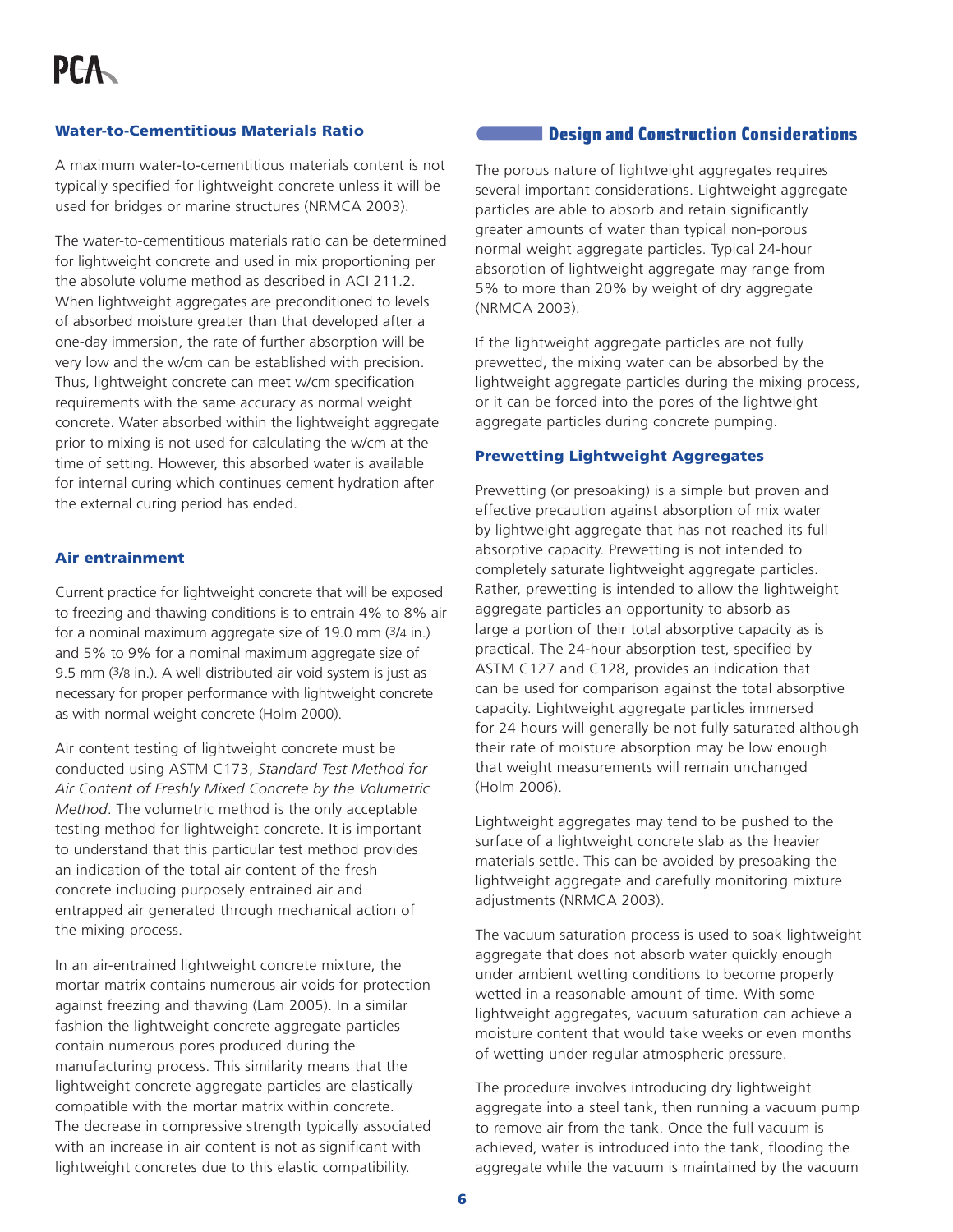### Water-to-Cementitious Materials Ratio

A maximum water-to-cementitious materials content is not typically specified for lightweight concrete unless it will be used for bridges or marine structures (NRMCA 2003).

The water-to-cementitious materials ratio can be determined for lightweight concrete and used in mix proportioning per the absolute volume method as described in ACI 211.2. When lightweight aggregates are preconditioned to levels of absorbed moisture greater than that developed after a one-day immersion, the rate of further absorption will be very low and the w/cm can be established with precision. Thus, lightweight concrete can meet w/cm specification requirements with the same accuracy as normal weight concrete. Water absorbed within the lightweight aggregate prior to mixing is not used for calculating the w/cm at the time of setting. However, this absorbed water is available for internal curing which continues cement hydration after the external curing period has ended.

### Air entrainment

Current practice for lightweight concrete that will be exposed to freezing and thawing conditions is to entrain 4% to 8% air for a nominal maximum aggregate size of 19.0 mm (3/4 in.) and 5% to 9% for a nominal maximum aggregate size of 9.5 mm (3/8 in.). A well distributed air void system is just as necessary for proper performance with lightweight concrete as with normal weight concrete (Holm 2000).

Air content testing of lightweight concrete must be conducted using ASTM C173, *Standard Test Method for Air Content of Freshly Mixed Concrete by the Volumetric Method*. The volumetric method is the only acceptable testing method for lightweight concrete. It is important to understand that this particular test method provides an indication of the total air content of the fresh concrete including purposely entrained air and entrapped air generated through mechanical action of the mixing process.

In an air-entrained lightweight concrete mixture, the mortar matrix contains numerous air voids for protection against freezing and thawing (Lam 2005). In a similar fashion the lightweight concrete aggregate particles contain numerous pores produced during the manufacturing process. This similarity means that the lightweight concrete aggregate particles are elastically compatible with the mortar matrix within concrete. The decrease in compressive strength typically associated with an increase in air content is not as significant with lightweight concretes due to this elastic compatibility.

## Design and Construction Considerations

The porous nature of lightweight aggregates requires several important considerations. Lightweight aggregate particles are able to absorb and retain significantly greater amounts of water than typical non-porous normal weight aggregate particles. Typical 24-hour absorption of lightweight aggregate may range from 5% to more than 20% by weight of dry aggregate (NRMCA 2003).

If the lightweight aggregate particles are not fully prewetted, the mixing water can be absorbed by the lightweight aggregate particles during the mixing process, or it can be forced into the pores of the lightweight aggregate particles during concrete pumping.

### Prewetting Lightweight Aggregates

Prewetting (or presoaking) is a simple but proven and effective precaution against absorption of mix water by lightweight aggregate that has not reached its full absorptive capacity. Prewetting is not intended to completely saturate lightweight aggregate particles. Rather, prewetting is intended to allow the lightweight aggregate particles an opportunity to absorb as large a portion of their total absorptive capacity as is practical. The 24-hour absorption test, specified by ASTM C127 and C128, provides an indication that can be used for comparison against the total absorptive capacity. Lightweight aggregate particles immersed for 24 hours will generally be not fully saturated although their rate of moisture absorption may be low enough that weight measurements will remain unchanged (Holm 2006).

Lightweight aggregates may tend to be pushed to the surface of a lightweight concrete slab as the heavier materials settle. This can be avoided by presoaking the lightweight aggregate and carefully monitoring mixture adjustments (NRMCA 2003).

The vacuum saturation process is used to soak lightweight aggregate that does not absorb water quickly enough under ambient wetting conditions to become properly wetted in a reasonable amount of time. With some lightweight aggregates, vacuum saturation can achieve a moisture content that would take weeks or even months of wetting under regular atmospheric pressure.

The procedure involves introducing dry lightweight aggregate into a steel tank, then running a vacuum pump to remove air from the tank. Once the full vacuum is achieved, water is introduced into the tank, flooding the aggregate while the vacuum is maintained by the vacuum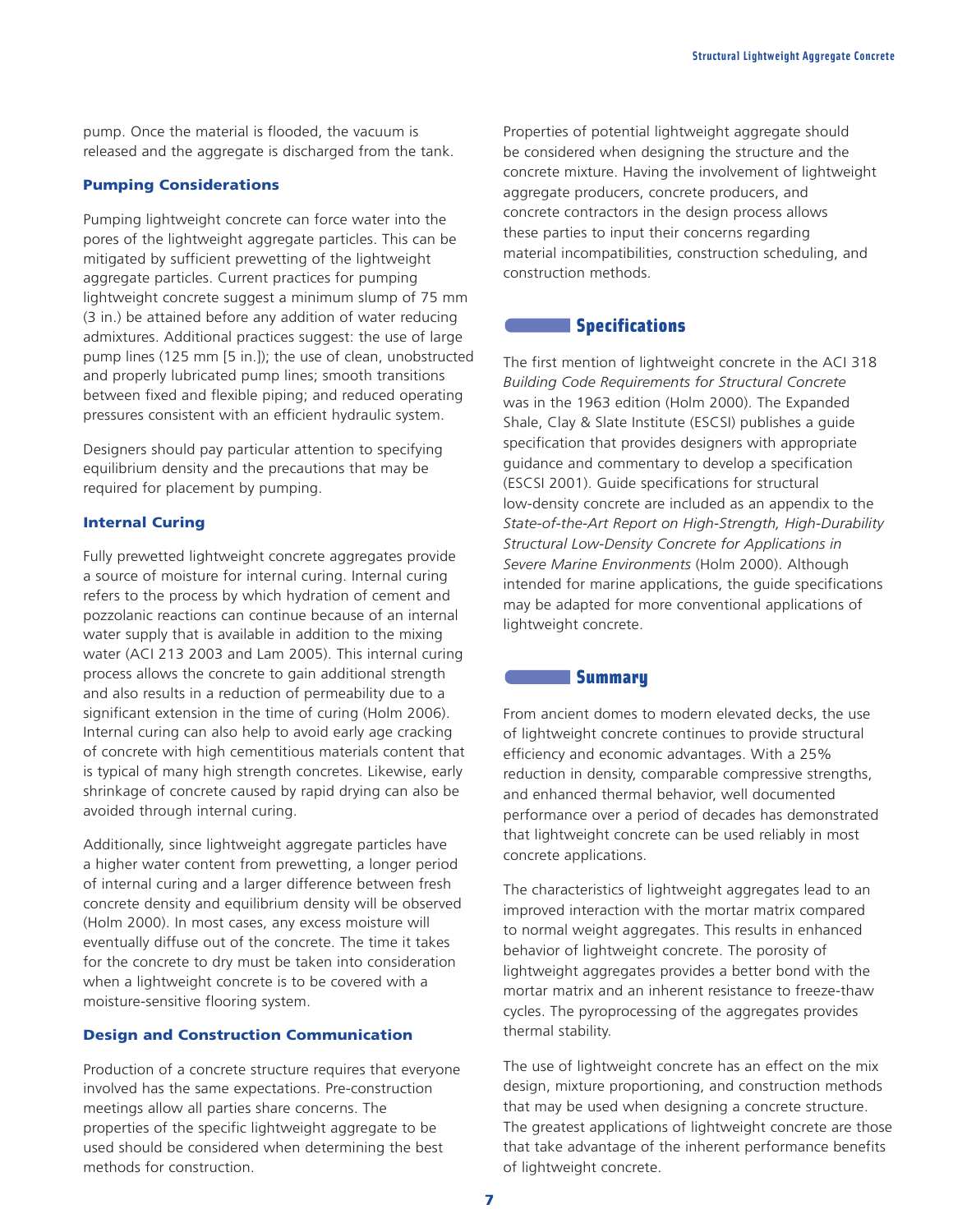pump. Once the material is flooded, the vacuum is released and the aggregate is discharged from the tank.

### Pumping Considerations

Pumping lightweight concrete can force water into the pores of the lightweight aggregate particles. This can be mitigated by sufficient prewetting of the lightweight aggregate particles. Current practices for pumping lightweight concrete suggest a minimum slump of 75 mm (3 in.) be attained before any addition of water reducing admixtures. Additional practices suggest: the use of large pump lines (125 mm [5 in.]); the use of clean, unobstructed and properly lubricated pump lines; smooth transitions between fixed and flexible piping; and reduced operating pressures consistent with an efficient hydraulic system.

Designers should pay particular attention to specifying equilibrium density and the precautions that may be required for placement by pumping.

### Internal Curing

Fully prewetted lightweight concrete aggregates provide a source of moisture for internal curing. Internal curing refers to the process by which hydration of cement and pozzolanic reactions can continue because of an internal water supply that is available in addition to the mixing water (ACI 213 2003 and Lam 2005). This internal curing process allows the concrete to gain additional strength and also results in a reduction of permeability due to a significant extension in the time of curing (Holm 2006). Internal curing can also help to avoid early age cracking of concrete with high cementitious materials content that is typical of many high strength concretes. Likewise, early shrinkage of concrete caused by rapid drying can also be avoided through internal curing.

Additionally, since lightweight aggregate particles have a higher water content from prewetting, a longer period of internal curing and a larger difference between fresh concrete density and equilibrium density will be observed (Holm 2000). In most cases, any excess moisture will eventually diffuse out of the concrete. The time it takes for the concrete to dry must be taken into consideration when a lightweight concrete is to be covered with a moisture-sensitive flooring system.

### Design and Construction Communication

Production of a concrete structure requires that everyone involved has the same expectations. Pre-construction meetings allow all parties share concerns. The properties of the specific lightweight aggregate to be used should be considered when determining the best methods for construction.

Properties of potential lightweight aggregate should be considered when designing the structure and the concrete mixture. Having the involvement of lightweight aggregate producers, concrete producers, and concrete contractors in the design process allows these parties to input their concerns regarding material incompatibilities, construction scheduling, and construction methods.

## Specifications

The first mention of lightweight concrete in the ACI 318 *Building Code Requirements for Structural Concrete* was in the 1963 edition (Holm 2000). The Expanded Shale, Clay & Slate Institute (ESCSI) publishes a guide specification that provides designers with appropriate guidance and commentary to develop a specification (ESCSI 2001). Guide specifications for structural low-density concrete are included as an appendix to the *State-of-the-Art Report on High-Strength, High-Durability Structural Low-Density Concrete for Applications in Severe Marine Environments* (Holm 2000). Although intended for marine applications, the guide specifications may be adapted for more conventional applications of lightweight concrete.

## Summary

From ancient domes to modern elevated decks, the use of lightweight concrete continues to provide structural efficiency and economic advantages. With a 25% reduction in density, comparable compressive strengths, and enhanced thermal behavior, well documented performance over a period of decades has demonstrated that lightweight concrete can be used reliably in most concrete applications.

The characteristics of lightweight aggregates lead to an improved interaction with the mortar matrix compared to normal weight aggregates. This results in enhanced behavior of lightweight concrete. The porosity of lightweight aggregates provides a better bond with the mortar matrix and an inherent resistance to freeze-thaw cycles. The pyroprocessing of the aggregates provides thermal stability.

The use of lightweight concrete has an effect on the mix design, mixture proportioning, and construction methods that may be used when designing a concrete structure. The greatest applications of lightweight concrete are those that take advantage of the inherent performance benefits of lightweight concrete.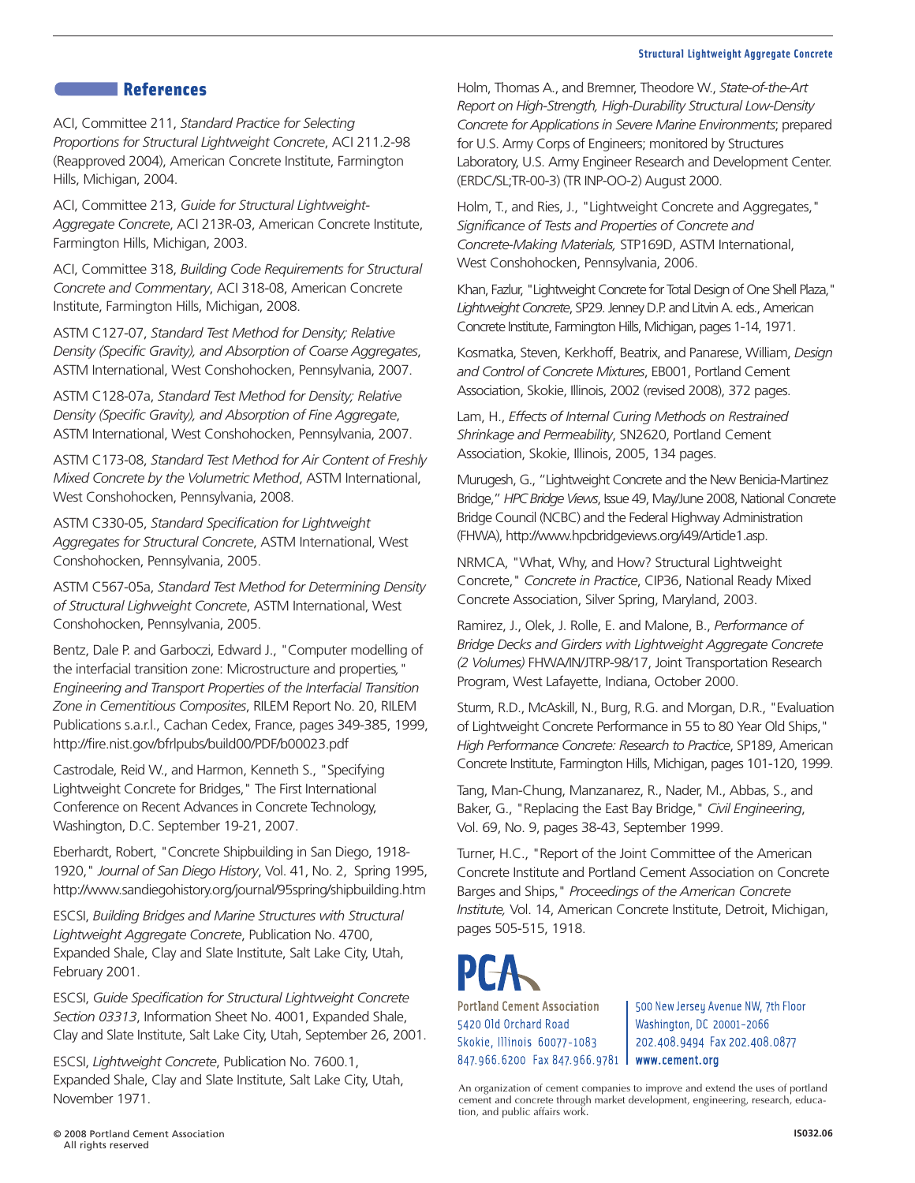## References

ACI, Committee 211, *Standard Practice for Selecting Proportions for Structural Lightweight Concrete*, ACI 211.2-98 (Reapproved 2004), American Concrete Institute, Farmington Hills, Michigan, 2004.

ACI, Committee 213, *Guide for Structural Lightweight-Aggregate Concrete*, ACI 213R-03, American Concrete Institute, Farmington Hills, Michigan, 2003.

ACI, Committee 318, *Building Code Requirements for Structural Concrete and Commentary*, ACI 318-08, American Concrete Institute, Farmington Hills, Michigan, 2008.

ASTM C127-07, *Standard Test Method for Density; Relative Density (Specific Gravity), and Absorption of Coarse Aggregates*, ASTM International, West Conshohocken, Pennsylvania, 2007.

ASTM C128-07a, *Standard Test Method for Density; Relative Density (Specific Gravity), and Absorption of Fine Aggregate*, ASTM International, West Conshohocken, Pennsylvania, 2007.

ASTM C173-08, *Standard Test Method for Air Content of Freshly Mixed Concrete by the Volumetric Method*, ASTM International, West Conshohocken, Pennsylvania, 2008.

ASTM C330-05, *Standard Specification for Lightweight Aggregates for Structural Concrete*, ASTM International, West Conshohocken, Pennsylvania, 2005.

ASTM C567-05a, *Standard Test Method for Determining Density of Structural Lighweight Concrete*, ASTM International, West Conshohocken, Pennsylvania, 2005.

Bentz, Dale P. and Garboczi, Edward J., "Computer modelling of the interfacial transition zone: Microstructure and properties," *Engineering and Transport Properties of the Interfacial Transition Zone in Cementitious Composites*, RILEM Report No. 20, RILEM Publications s.a.r.l., Cachan Cedex, France, pages 349-385, 1999, http://fire.nist.gov/bfrlpubs/build00/PDF/b00023.pdf

Castrodale, Reid W., and Harmon, Kenneth S., "Specifying Lightweight Concrete for Bridges," The First International Conference on Recent Advances in Concrete Technology, Washington, D.C. September 19-21, 2007.

Eberhardt, Robert, "Concrete Shipbuilding in San Diego, 1918-1920," *Journal of San Diego History*, Vol. 41, No. 2, Spring 1995, http://www.sandiegohistory.org/journal/95spring/shipbuilding.htm

ESCSI, *Building Bridges and Marine Structures with Structural Lightweight Aggregate Concrete*, Publication No. 4700, Expanded Shale, Clay and Slate Institute, Salt Lake City, Utah, February 2001.

ESCSI, *Guide Specification for Structural Lightweight Concrete Section 03313*, Information Sheet No. 4001, Expanded Shale, Clay and Slate Institute, Salt Lake City, Utah, September 26, 2001.

ESCSI, *Lightweight Concrete*, Publication No. 7600.1, Expanded Shale, Clay and Slate Institute, Salt Lake City, Utah, November 1971.

Holm, Thomas A., and Bremner, Theodore W., *State-of-the-Art Report on High-Strength, High-Durability Structural Low-Density Concrete for Applications in Severe Marine Environments*; prepared for U.S. Army Corps of Engineers; monitored by Structures Laboratory, U.S. Army Engineer Research and Development Center. (ERDC/SL;TR-00-3) (TR INP-OO-2) August 2000.

Holm, T., and Ries, J., "Lightweight Concrete and Aggregates," *Significance of Tests and Properties of Concrete and Concrete-Making Materials,* STP169D, ASTM International, West Conshohocken, Pennsylvania, 2006.

Khan, Fazlur, "Lightweight Concrete for Total Design of One Shell Plaza," *Lightweight Concrete*, SP29. Jenney D.P. and Litvin A. eds., American Concrete Institute, Farmington Hills, Michigan, pages 1-14, 1971.

Kosmatka, Steven, Kerkhoff, Beatrix, and Panarese, William, *Design and Control of Concrete Mixtures*, EB001, Portland Cement Association, Skokie, Illinois, 2002 (revised 2008), 372 pages.

Lam, H., *Effects of Internal Curing Methods on Restrained Shrinkage and Permeability*, SN2620, Portland Cement Association, Skokie, Illinois, 2005, 134 pages.

Murugesh, G., "Lightweight Concrete and the New Benicia-Martinez Bridge," *HPC Bridge Views*, Issue 49, May/June 2008, National Concrete Bridge Council (NCBC) and the Federal Highway Administration (FHWA), http://www.hpcbridgeviews.org/i49/Article1.asp.

NRMCA, "What, Why, and How? Structural Lightweight Concrete," *Concrete in Practice*, CIP36, National Ready Mixed Concrete Association, Silver Spring, Maryland, 2003.

Ramirez, J., Olek, J. Rolle, E. and Malone, B., *Performance of Bridge Decks and Girders with Lightweight Aggregate Concrete (2 Volumes)* FHWA/IN/JTRP-98/17, Joint Transportation Research Program, West Lafayette, Indiana, October 2000.

Sturm, R.D., McAskill, N., Burg, R.G. and Morgan, D.R., "Evaluation of Lightweight Concrete Performance in 55 to 80 Year Old Ships," *High Performance Concrete: Research to Practice*, SP189, American Concrete Institute, Farmington Hills, Michigan, pages 101-120, 1999.

Tang, Man-Chung, Manzanarez, R., Nader, M., Abbas, S., and Baker, G., "Replacing the East Bay Bridge," *Civil Engineering*, Vol. 69, No. 9, pages 38-43, September 1999.

Turner, H.C., "Report of the Joint Committee of the American Concrete Institute and Portland Cement Association on Concrete Barges and Ships," *Proceedings of the American Concrete Institute,* Vol. 14, American Concrete Institute, Detroit, Michigan, pages 505-515, 1918.

PCA

Portland Cement Association
5420 Old Orchard Road
Skokie, Illinois 60077-1083
847.966.6200 Fax 847.966.9781

500 New Jersey Avenue NW, 7th Floor
Washington, DC 20001-2066
202.408.9494 Fax 202.408.0877
**www.cement.org**

An organization of cement companies to improve and extend the uses of portland cement and concrete through market development, engineering, research, education, and public affairs work.

© 2008 Portland Cement Association
All rights reserved

IS032.06